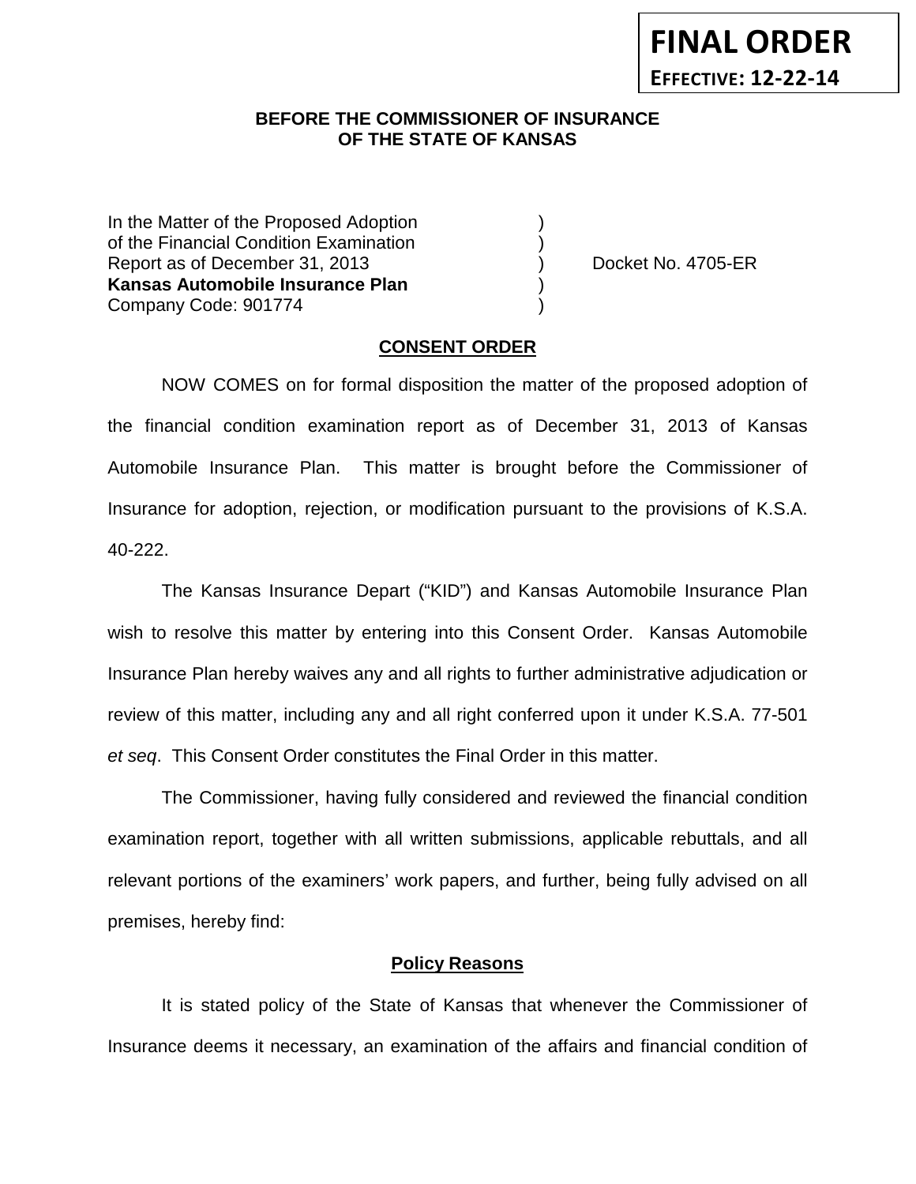**FINAL ORDER**

**EFFECTIVE: 12-22-14**

**BEFORE THE COMMISSIONER OF INSURANCE**
**OF THE STATE OF KANSAS**

In the Matter of the Proposed Adoption )
of the Financial Condition Examination )
Report as of December 31, 2013 ) Docket No. 4705-ER
**Kansas Automobile Insurance Plan** )
Company Code: 901774 )

**CONSENT ORDER**

NOW COMES on for formal disposition the matter of the proposed adoption of the financial condition examination report as of December 31, 2013 of Kansas Automobile Insurance Plan. This matter is brought before the Commissioner of Insurance for adoption, rejection, or modification pursuant to the provisions of K.S.A. 40-222.

The Kansas Insurance Depart ("KID") and Kansas Automobile Insurance Plan wish to resolve this matter by entering into this Consent Order. Kansas Automobile Insurance Plan hereby waives any and all rights to further administrative adjudication or review of this matter, including any and all right conferred upon it under K.S.A. 77-501 *et seq*. This Consent Order constitutes the Final Order in this matter.

The Commissioner, having fully considered and reviewed the financial condition examination report, together with all written submissions, applicable rebuttals, and all relevant portions of the examiners' work papers, and further, being fully advised on all premises, hereby find:

**Policy Reasons**

It is stated policy of the State of Kansas that whenever the Commissioner of Insurance deems it necessary, an examination of the affairs and financial condition of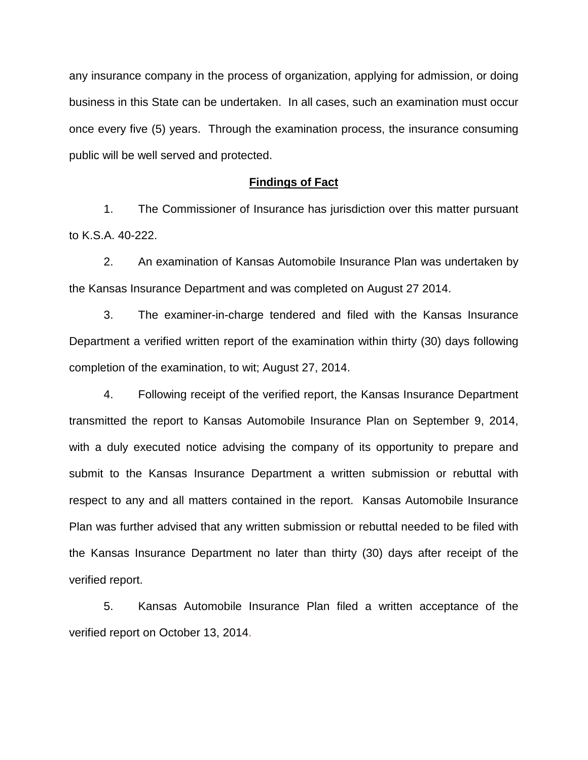any insurance company in the process of organization, applying for admission, or doing business in this State can be undertaken. In all cases, such an examination must occur once every five (5) years. Through the examination process, the insurance consuming public will be well served and protected.

## **Findings of Fact**

1. The Commissioner of Insurance has jurisdiction over this matter pursuant to K.S.A. 40-222.

2. An examination of Kansas Automobile Insurance Plan was undertaken by the Kansas Insurance Department and was completed on August 27 2014.

3. The examiner-in-charge tendered and filed with the Kansas Insurance Department a verified written report of the examination within thirty (30) days following completion of the examination, to wit; August 27, 2014.

4. Following receipt of the verified report, the Kansas Insurance Department transmitted the report to Kansas Automobile Insurance Plan on September 9, 2014, with a duly executed notice advising the company of its opportunity to prepare and submit to the Kansas Insurance Department a written submission or rebuttal with respect to any and all matters contained in the report. Kansas Automobile Insurance Plan was further advised that any written submission or rebuttal needed to be filed with the Kansas Insurance Department no later than thirty (30) days after receipt of the verified report.

5. Kansas Automobile Insurance Plan filed a written acceptance of the verified report on October 13, 2014.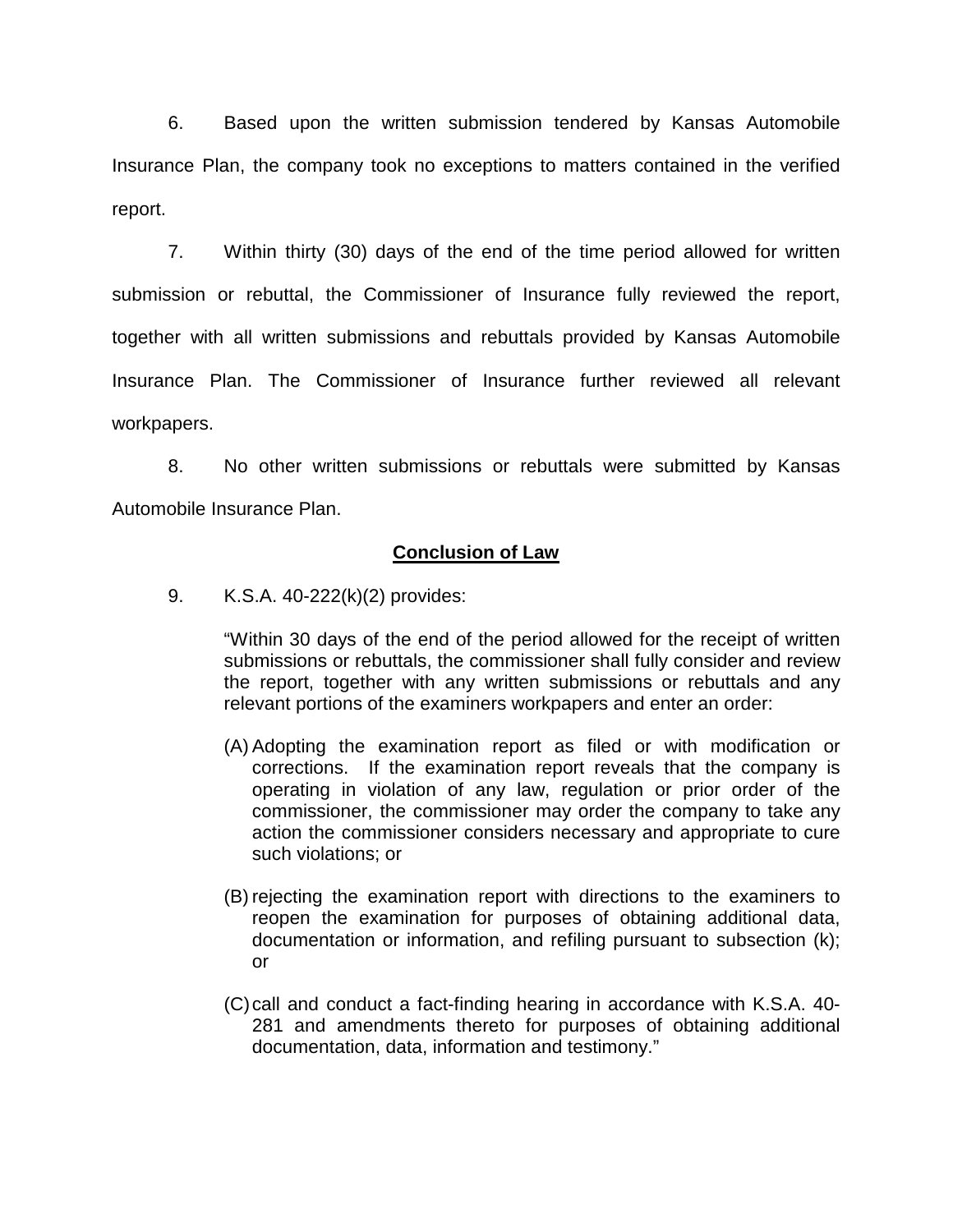6. Based upon the written submission tendered by Kansas Automobile Insurance Plan, the company took no exceptions to matters contained in the verified report.

7. Within thirty (30) days of the end of the time period allowed for written submission or rebuttal, the Commissioner of Insurance fully reviewed the report, together with all written submissions and rebuttals provided by Kansas Automobile Insurance Plan. The Commissioner of Insurance further reviewed all relevant workpapers.

8. No other written submissions or rebuttals were submitted by Kansas Automobile Insurance Plan.

## Conclusion of Law

9. K.S.A. 40-222(k)(2) provides:

> "Within 30 days of the end of the period allowed for the receipt of written submissions or rebuttals, the commissioner shall fully consider and review the report, together with any written submissions or rebuttals and any relevant portions of the examiners workpapers and enter an order:
>
> (A) Adopting the examination report as filed or with modification or corrections. If the examination report reveals that the company is operating in violation of any law, regulation or prior order of the commissioner, the commissioner may order the company to take any action the commissioner considers necessary and appropriate to cure such violations; or
>
> (B) rejecting the examination report with directions to the examiners to reopen the examination for purposes of obtaining additional data, documentation or information, and refiling pursuant to subsection (k); or
>
> (C) call and conduct a fact-finding hearing in accordance with K.S.A. 40-281 and amendments thereto for purposes of obtaining additional documentation, data, information and testimony."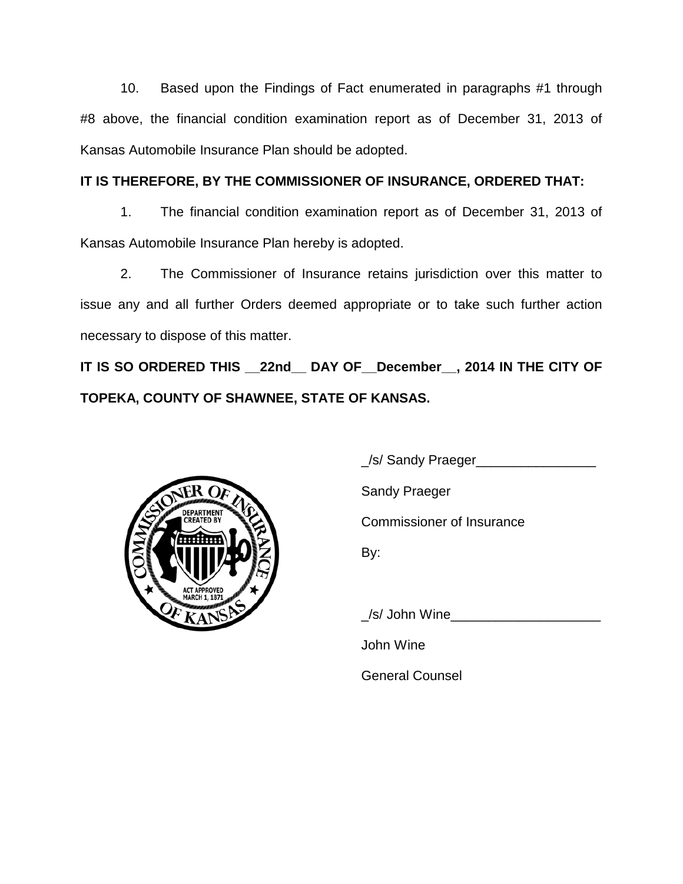10. Based upon the Findings of Fact enumerated in paragraphs #1 through #8 above, the financial condition examination report as of December 31, 2013 of Kansas Automobile Insurance Plan should be adopted.

**IT IS THEREFORE, BY THE COMMISSIONER OF INSURANCE, ORDERED THAT:**

1. The financial condition examination report as of December 31, 2013 of Kansas Automobile Insurance Plan hereby is adopted.

2. The Commissioner of Insurance retains jurisdiction over this matter to issue any and all further Orders deemed appropriate or to take such further action necessary to dispose of this matter.

**IT IS SO ORDERED THIS __22nd__ DAY OF__December__, 2014 IN THE CITY OF TOPEKA, COUNTY OF SHAWNEE, STATE OF KANSAS.**

_/s/ Sandy Praeger________________

Sandy Praeger

Commissioner of Insurance

By:

_/s/ John Wine____________________

John Wine

General Counsel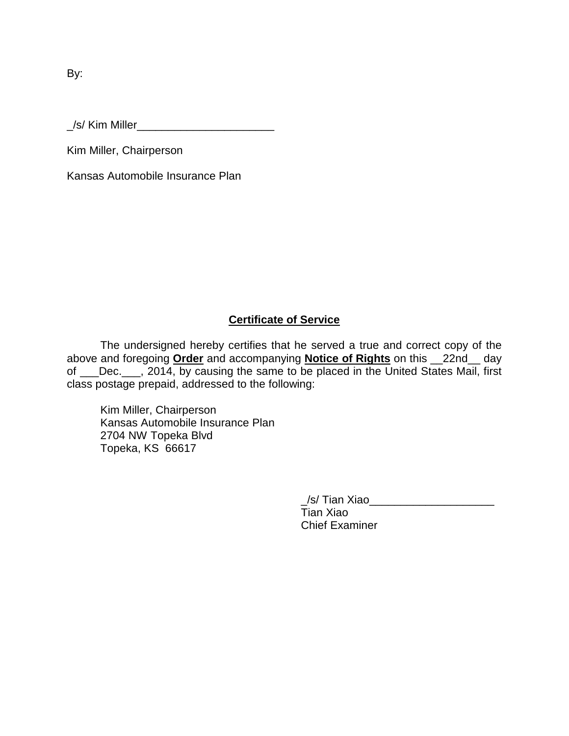By:

_/s/ Kim Miller______________________

Kim Miller, Chairperson

Kansas Automobile Insurance Plan

**Certificate of Service**

The undersigned hereby certifies that he served a true and correct copy of the above and foregoing **Order** and accompanying **Notice of Rights** on this __22nd__ day of ___Dec.___, 2014, by causing the same to be placed in the United States Mail, first class postage prepaid, addressed to the following:

Kim Miller, Chairperson
Kansas Automobile Insurance Plan
2704 NW Topeka Blvd
Topeka, KS 66617

_/s/ Tian Xiao____________________
Tian Xiao
Chief Examiner